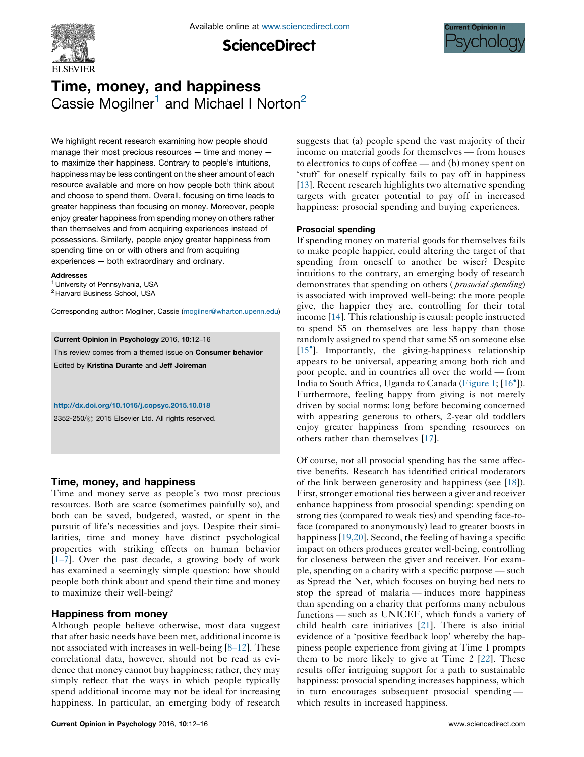# Time, money, and happiness

Cassie Mogilner[1] and Michael I Norton[2]

We highlight recent research examining how people should manage their most precious resources — time and money — to maximize their happiness. Contrary to people's intuitions, happiness may be less contingent on the sheer amount of each resource available and more on how people both think about and choose to spend them. Overall, focusing on time leads to greater happiness than focusing on money. Moreover, people enjoy greater happiness from spending money on others rather than themselves and from acquiring experiences instead of possessions. Similarly, people enjoy greater happiness from spending time on or with others and from acquiring experiences — both extraordinary and ordinary.

**Addresses**
[1] University of Pennsylvania, USA
[2] Harvard Business School, USA

Corresponding author: Mogilner, Cassie (mogilner@wharton.upenn.edu)

**Current Opinion in Psychology** 2016, **10**:12–16

This review comes from a themed issue on **Consumer behavior**

Edited by **Kristina Durante** and **Jeff Joireman**

http://dx.doi.org/10.1016/j.copsyc.2015.10.018

2352-250/© 2015 Elsevier Ltd. All rights reserved.

## Time, money, and happiness

Time and money serve as people's two most precious resources. Both are scarce (sometimes painfully so), and both can be saved, budgeted, wasted, or spent in the pursuit of life's necessities and joys. Despite their similarities, time and money have distinct psychological properties with striking effects on human behavior [1–7]. Over the past decade, a growing body of work has examined a seemingly simple question: how should people both think about and spend their time and money to maximize their well-being?

## Happiness from money

Although people believe otherwise, most data suggest that after basic needs have been met, additional income is not associated with increases in well-being [8–12]. These correlational data, however, should not be read as evidence that money cannot buy happiness; rather, they may simply reflect that the ways in which people typically spend additional income may not be ideal for increasing happiness. In particular, an emerging body of research suggests that (a) people spend the vast majority of their income on material goods for themselves — from houses to electronics to cups of coffee — and (b) money spent on 'stuff' for oneself typically fails to pay off in happiness [13]. Recent research highlights two alternative spending targets with greater potential to pay off in increased happiness: prosocial spending and buying experiences.

### Prosocial spending

If spending money on material goods for themselves fails to make people happier, could altering the target of that spending from oneself to another be wiser? Despite intuitions to the contrary, an emerging body of research demonstrates that spending on others (*prosocial spending*) is associated with improved well-being: the more people give, the happier they are, controlling for their total income [14]. This relationship is causal: people instructed to spend $5 on themselves are less happy than those randomly assigned to spend that same $5 on someone else [15•]. Importantly, the giving-happiness relationship appears to be universal, appearing among both rich and poor people, and in countries all over the world — from India to South Africa, Uganda to Canada (Figure 1; [16•]). Furthermore, feeling happy from giving is not merely driven by social norms: long before becoming concerned with appearing generous to others, 2-year old toddlers enjoy greater happiness from spending resources on others rather than themselves [17].

Of course, not all prosocial spending has the same affective benefits. Research has identified critical moderators of the link between generosity and happiness (see [18]). First, stronger emotional ties between a giver and receiver enhance happiness from prosocial spending: spending on strong ties (compared to weak ties) and spending face-to-face (compared to anonymously) lead to greater boosts in happiness [19,20]. Second, the feeling of having a specific impact on others produces greater well-being, controlling for closeness between the giver and receiver. For example, spending on a charity with a specific purpose — such as Spread the Net, which focuses on buying bed nets to stop the spread of malaria — induces more happiness than spending on a charity that performs many nebulous functions — such as UNICEF, which funds a variety of child health care initiatives [21]. There is also initial evidence of a 'positive feedback loop' whereby the happiness people experience from giving at Time 1 prompts them to be more likely to give at Time 2 [22]. These results offer intriguing support for a path to sustainable happiness: prosocial spending increases happiness, which in turn encourages subsequent prosocial spending — which results in increased happiness.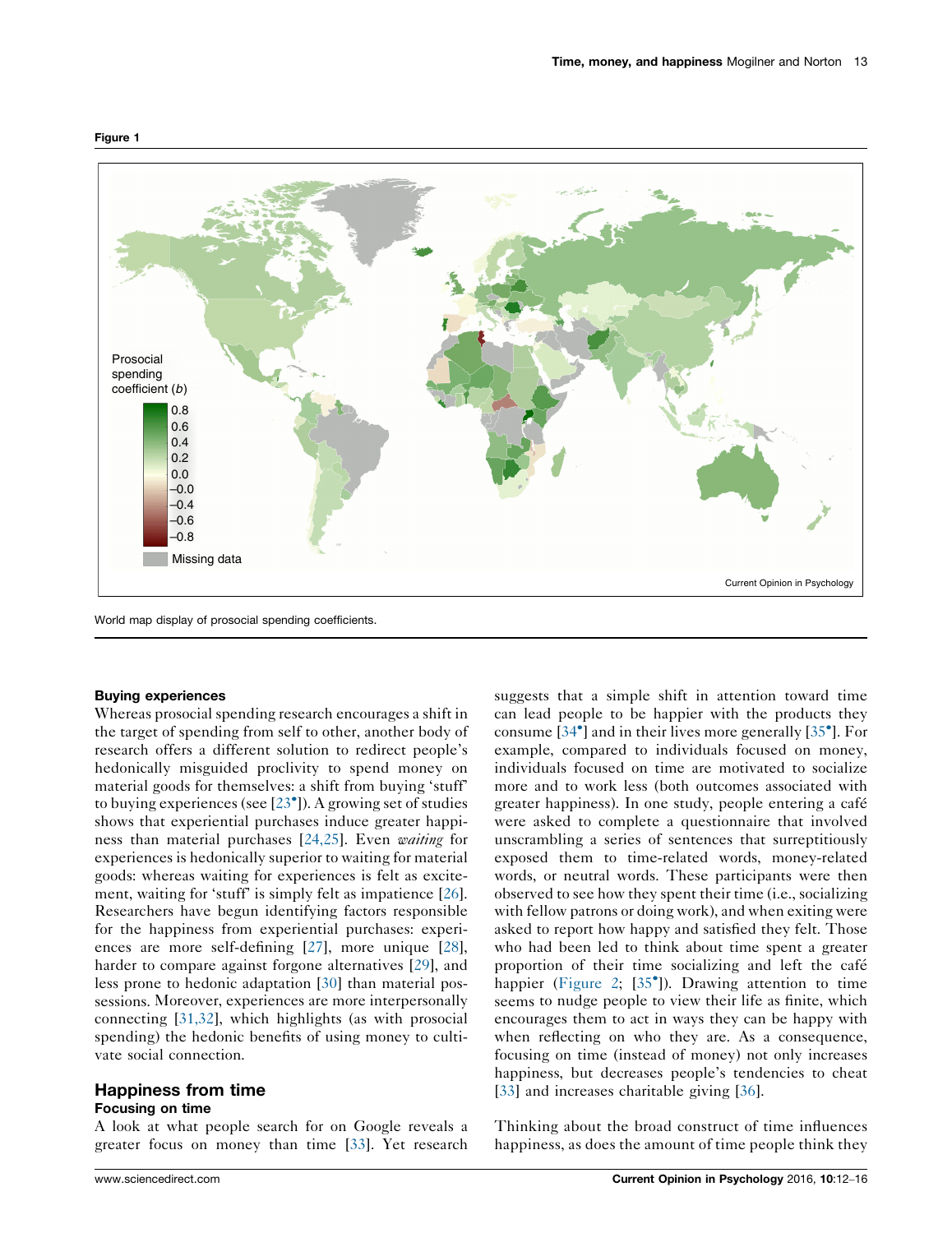**Figure 1**

World map display of prosocial spending coefficients.

### Buying experiences

Whereas prosocial spending research encourages a shift in the target of spending from self to other, another body of research offers a different solution to redirect people's hedonically misguided proclivity to spend money on material goods for themselves: a shift from buying 'stuff' to buying experiences (see [23•]). A growing set of studies shows that experiential purchases induce greater happiness than material purchases [24,25]. Even *waiting* for experiences is hedonically superior to waiting for material goods: whereas waiting for experiences is felt as excitement, waiting for 'stuff' is simply felt as impatience [26]. Researchers have begun identifying factors responsible for the happiness from experiential purchases: experiences are more self-defining [27], more unique [28], harder to compare against forgone alternatives [29], and less prone to hedonic adaptation [30] than material possessions. Moreover, experiences are more interpersonally connecting [31,32], which highlights (as with prosocial spending) the hedonic benefits of using money to cultivate social connection.

## Happiness from time

### Focusing on time

A look at what people search for on Google reveals a greater focus on money than time [33]. Yet research suggests that a simple shift in attention toward time can lead people to be happier with the products they consume [34•] and in their lives more generally [35•]. For example, compared to individuals focused on money, individuals focused on time are motivated to socialize more and to work less (both outcomes associated with greater happiness). In one study, people entering a café were asked to complete a questionnaire that involved unscrambling a series of sentences that surreptitiously exposed them to time-related words, money-related words, or neutral words. These participants were then observed to see how they spent their time (i.e., socializing with fellow patrons or doing work), and when exiting were asked to report how happy and satisfied they felt. Those who had been led to think about time spent a greater proportion of their time socializing and left the café happier (Figure 2; [35•]). Drawing attention to time seems to nudge people to view their life as finite, which encourages them to act in ways they can be happy with when reflecting on who they are. As a consequence, focusing on time (instead of money) not only increases happiness, but decreases people's tendencies to cheat [33] and increases charitable giving [36].

Thinking about the broad construct of time influences happiness, as does the amount of time people think they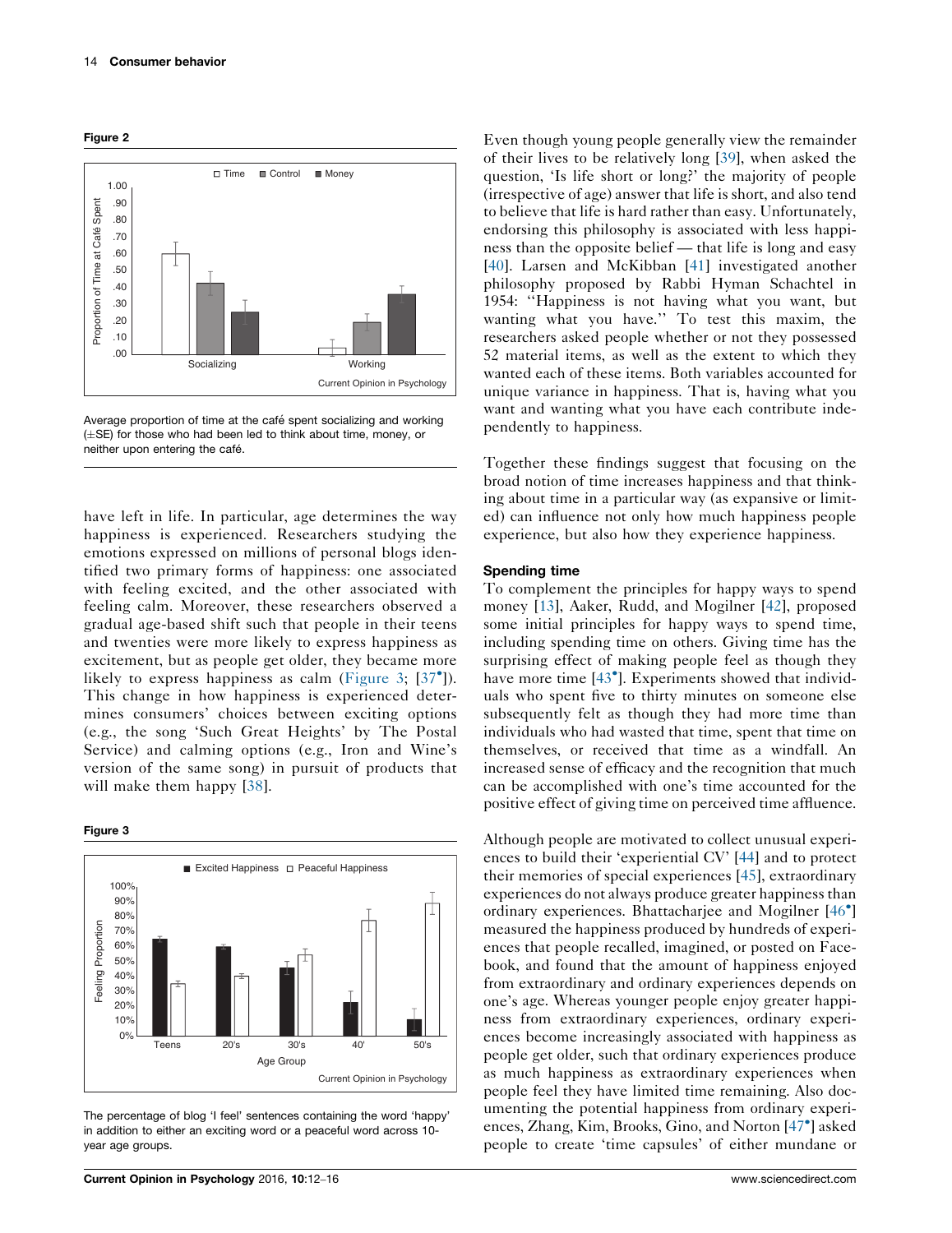**Figure 2**

Average proportion of time at the café spent socializing and working (±SE) for those who had been led to think about time, money, or neither upon entering the café.

have left in life. In particular, age determines the way happiness is experienced. Researchers studying the emotions expressed on millions of personal blogs identified two primary forms of happiness: one associated with feeling excited, and the other associated with feeling calm. Moreover, these researchers observed a gradual age-based shift such that people in their teens and twenties were more likely to express happiness as excitement, but as people get older, they became more likely to express happiness as calm (Figure 3; [37•]). This change in how happiness is experienced determines consumers' choices between exciting options (e.g., the song 'Such Great Heights' by The Postal Service) and calming options (e.g., Iron and Wine's version of the same song) in pursuit of products that will make them happy [38].

**Figure 3**

The percentage of blog 'I feel' sentences containing the word 'happy' in addition to either an exciting word or a peaceful word across 10-year age groups.

Even though young people generally view the remainder of their lives to be relatively long [39], when asked the question, 'Is life short or long?' the majority of people (irrespective of age) answer that life is short, and also tend to believe that life is hard rather than easy. Unfortunately, endorsing this philosophy is associated with less happiness than the opposite belief — that life is long and easy [40]. Larsen and McKibban [41] investigated another philosophy proposed by Rabbi Hyman Schachtel in 1954: "Happiness is not having what you want, but wanting what you have." To test this maxim, the researchers asked people whether or not they possessed 52 material items, as well as the extent to which they wanted each of these items. Both variables accounted for unique variance in happiness. That is, having what you want and wanting what you have each contribute independently to happiness.

Together these findings suggest that focusing on the broad notion of time increases happiness and that thinking about time in a particular way (as expansive or limited) can influence not only how much happiness people experience, but also how they experience happiness.

## Spending time

To complement the principles for happy ways to spend money [13], Aaker, Rudd, and Mogilner [42], proposed some initial principles for happy ways to spend time, including spending time on others. Giving time has the surprising effect of making people feel as though they have more time [43•]. Experiments showed that individuals who spent five to thirty minutes on someone else subsequently felt as though they had more time than individuals who had wasted that time, spent that time on themselves, or received that time as a windfall. An increased sense of efficacy and the recognition that much can be accomplished with one's time accounted for the positive effect of giving time on perceived time affluence.

Although people are motivated to collect unusual experiences to build their 'experiential CV' [44] and to protect their memories of special experiences [45], extraordinary experiences do not always produce greater happiness than ordinary experiences. Bhattacharjee and Mogilner [46•] measured the happiness produced by hundreds of experiences that people recalled, imagined, or posted on Facebook, and found that the amount of happiness enjoyed from extraordinary and ordinary experiences depends on one's age. Whereas younger people enjoy greater happiness from extraordinary experiences, ordinary experiences become increasingly associated with happiness as people get older, such that ordinary experiences produce as much happiness as extraordinary experiences when people feel they have limited time remaining. Also documenting the potential happiness from ordinary experiences, Zhang, Kim, Brooks, Gino, and Norton [47•] asked people to create 'time capsules' of either mundane or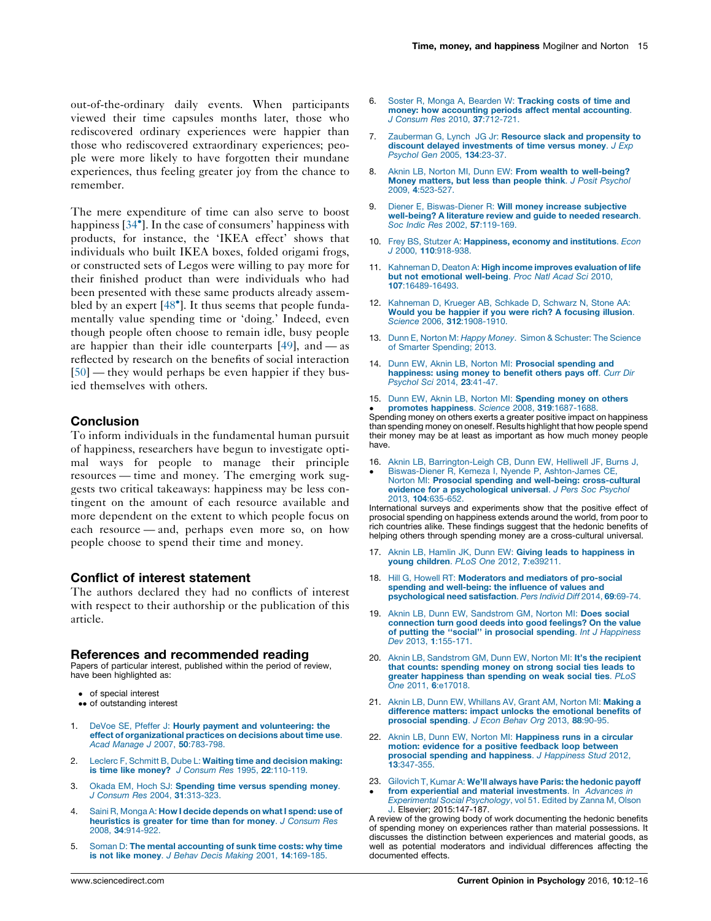out-of-the-ordinary daily events. When participants viewed their time capsules months later, those who rediscovered ordinary experiences were happier than those who rediscovered extraordinary experiences; people were more likely to have forgotten their mundane experiences, thus feeling greater joy from the chance to remember.

The mere expenditure of time can also serve to boost happiness [34•]. In the case of consumers' happiness with products, for instance, the 'IKEA effect' shows that individuals who built IKEA boxes, folded origami frogs, or constructed sets of Legos were willing to pay more for their finished product than were individuals who had been presented with these same products already assembled by an expert [48•]. It thus seems that people fundamentally value spending time or 'doing.' Indeed, even though people often choose to remain idle, busy people are happier than their idle counterparts [49], and — as reflected by research on the benefits of social interaction [50] — they would perhaps be even happier if they busied themselves with others.

## Conclusion

To inform individuals in the fundamental human pursuit of happiness, researchers have begun to investigate optimal ways for people to manage their principle resources — time and money. The emerging work suggests two critical takeaways: happiness may be less contingent on the amount of each resource available and more dependent on the extent to which people focus on each resource — and, perhaps even more so, on how people choose to spend their time and money.

## Conflict of interest statement

The authors declared they had no conflicts of interest with respect to their authorship or the publication of this article.

## References and recommended reading

Papers of particular interest, published within the period of review, have been highlighted as:

- • of special interest
- •• of outstanding interest

1. DeVoe SE, Pfeffer J: **Hourly payment and volunteering: the effect of organizational practices on decisions about time use**. *Acad Manage J* 2007, **50**:783-798.

2. Leclerc F, Schmitt B, Dube L: **Waiting time and decision making: is time like money?** *J Consum Res* 1995, **22**:110-119.

3. Okada EM, Hoch SJ: **Spending time versus spending money**. *J Consum Res* 2004, **31**:313-323.

4. Saini R, Monga A: **How I decide depends on what I spend: use of heuristics is greater for time than for money**. *J Consum Res* 2008, **34**:914-922.

5. Soman D: **The mental accounting of sunk time costs: why time is not like money**. *J Behav Decis Making* 2001, **14**:169-185.

6. Soster R, Monga A, Bearden W: **Tracking costs of time and money: how accounting periods affect mental accounting**. *J Consum Res* 2010, **37**:712-721.

7. Zauberman G, Lynch JG Jr: **Resource slack and propensity to discount delayed investments of time versus money**. *J Exp Psychol Gen* 2005, **134**:23-37.

8. Aknin LB, Norton MI, Dunn EW: **From wealth to well-being? Money matters, but less than people think**. *J Posit Psychol* 2009, **4**:523-527.

9. Diener E, Biswas-Diener R: **Will money increase subjective well-being? A literature review and guide to needed research**. *Soc Indic Res* 2002, **57**:119-169.

10. Frey BS, Stutzer A: **Happiness, economy and institutions**. *Econ J* 2000, **110**:918-938.

11. Kahneman D, Deaton A: **High income improves evaluation of life but not emotional well-being**. *Proc Natl Acad Sci* 2010, **107**:16489-16493.

12. Kahneman D, Krueger AB, Schkade D, Schwarz N, Stone AA: **Would you be happier if you were rich? A focusing illusion**. *Science* 2006, **312**:1908-1910.

13. Dunn E, Norton M: *Happy Money*. Simon & Schuster: The Science of Smarter Spending; 2013.

14. Dunn EW, Aknin LB, Norton MI: **Prosocial spending and happiness: using money to benefit others pays off**. *Curr Dir Psychol Sci* 2014, **23**:41-47.

15. • Dunn EW, Aknin LB, Norton MI: **Spending money on others promotes happiness**. *Science* 2008, **319**:1687-1688.
Spending money on others exerts a greater positive impact on happiness than spending money on oneself. Results highlight that how people spend their money may be at least as important as how much money people have.

16. • Aknin LB, Barrington-Leigh CB, Dunn EW, Helliwell JF, Burns J, Biswas-Diener R, Kemeza I, Nyende P, Ashton-James CE, Norton MI: **Prosocial spending and well-being: cross-cultural evidence for a psychological universal**. *J Pers Soc Psychol* 2013, **104**:635-652.
International surveys and experiments show that the positive effect of prosocial spending on happiness extends around the world, from poor to rich countries alike. These findings suggest that the hedonic benefits of helping others through spending money are a cross-cultural universal.

17. Aknin LB, Hamlin JK, Dunn EW: **Giving leads to happiness in young children**. *PLoS One* 2012, **7**:e39211.

18. Hill G, Howell RT: **Moderators and mediators of pro-social spending and well-being: the influence of values and psychological need satisfaction**. *Pers Individ Diff* 2014, **69**:69-74.

19. Aknin LB, Dunn EW, Sandstrom GM, Norton MI: **Does social connection turn good deeds into good feelings? On the value of putting the "social" in prosocial spending**. *Int J Happiness Dev* 2013, **1**:155-171.

20. Aknin LB, Sandstrom GM, Dunn EW, Norton MI: **It's the recipient that counts: spending money on strong social ties leads to greater happiness than spending on weak social ties**. *PLoS One* 2011, **6**:e17018.

21. Aknin LB, Dunn EW, Whillans AV, Grant AM, Norton MI: **Making a difference matters: impact unlocks the emotional benefits of prosocial spending**. *J Econ Behav Org* 2013, **88**:90-95.

22. Aknin LB, Dunn EW, Norton MI: **Happiness runs in a circular motion: evidence for a positive feedback loop between prosocial spending and happiness**. *J Happiness Stud* 2012, **13**:347-355.

23. • Gilovich T, Kumar A: **We'll always have Paris: the hedonic payoff from experiential and material investments**. In *Advances in Experimental Social Psychology*, vol 51. Edited by Zanna M, Olson J. Elsevier; 2015:147-187.
A review of the growing body of work documenting the hedonic benefits of spending money on experiences rather than material possessions. It discusses the distinction between experiences and material goods, as well as potential moderators and individual differences affecting the documented effects.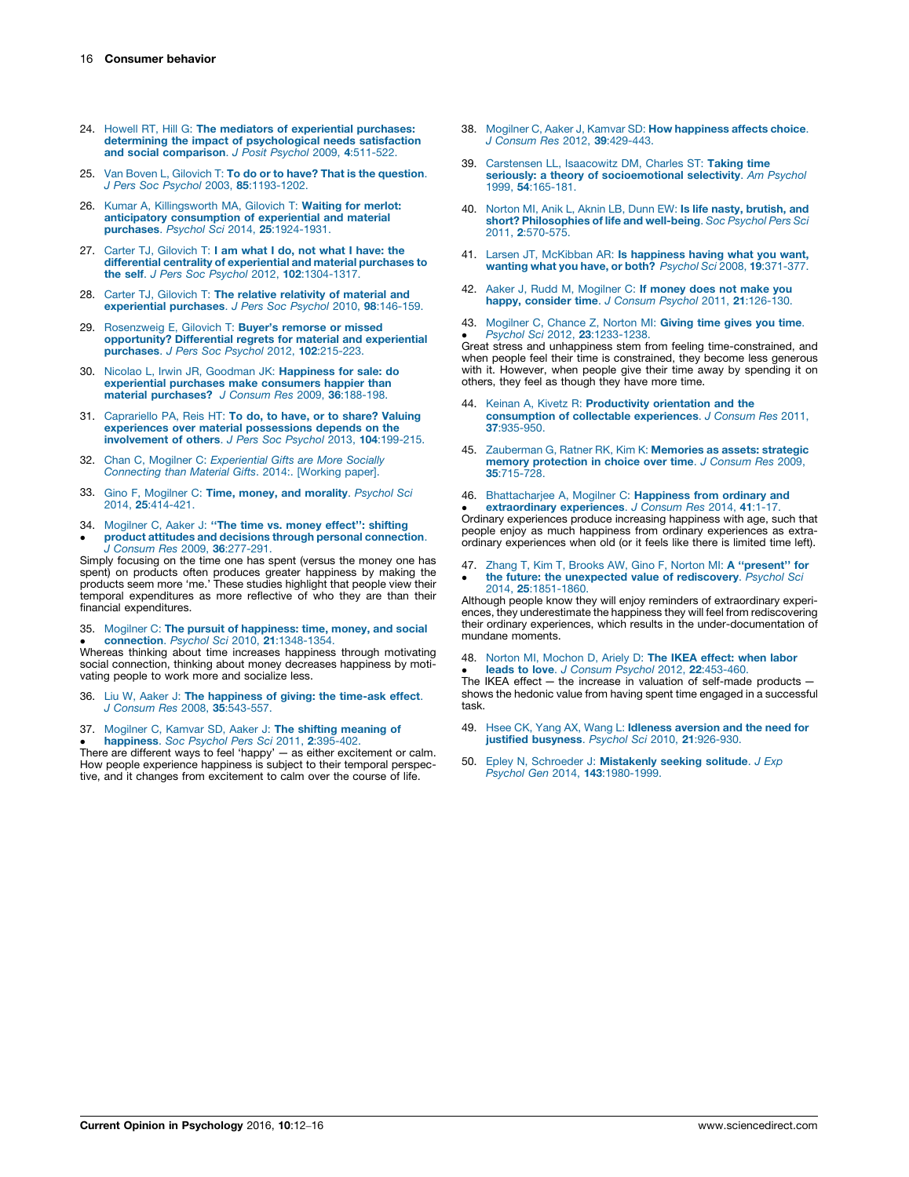24. Howell RT, Hill G: **The mediators of experiential purchases: determining the impact of psychological needs satisfaction and social comparison**. *J Posit Psychol* 2009, **4**:511-522.

25. Van Boven L, Gilovich T: **To do or to have? That is the question**. *J Pers Soc Psychol* 2003, **85**:1193-1202.

26. Kumar A, Killingsworth MA, Gilovich T: **Waiting for merlot: anticipatory consumption of experiential and material purchases**. *Psychol Sci* 2014, **25**:1924-1931.

27. Carter TJ, Gilovich T: **I am what I do, not what I have: the differential centrality of experiential and material purchases to the self**. *J Pers Soc Psychol* 2012, **102**:1304-1317.

28. Carter TJ, Gilovich T: **The relative relativity of material and experiential purchases**. *J Pers Soc Psychol* 2010, **98**:146-159.

29. Rosenzweig E, Gilovich T: **Buyer's remorse or missed opportunity? Differential regrets for material and experiential purchases**. *J Pers Soc Psychol* 2012, **102**:215-223.

30. Nicolao L, Irwin JR, Goodman JK: **Happiness for sale: do experiential purchases make consumers happier than material purchases?** *J Consum Res* 2009, **36**:188-198.

31. Caprariello PA, Reis HT: **To do, to have, or to share? Valuing experiences over material possessions depends on the involvement of others**. *J Pers Soc Psychol* 2013, **104**:199-215.

32. Chan C, Mogilner C: *Experiential Gifts are More Socially Connecting than Material Gifts*. 2014:. [Working paper].

33. Gino F, Mogilner C: **Time, money, and morality**. *Psychol Sci* 2014, **25**:414-421.

34. • Mogilner C, Aaker J: **"The time vs. money effect": shifting product attitudes and decisions through personal connection**. *J Consum Res* 2009, **36**:277-291.

Simply focusing on the time one has spent (versus the money one has spent) on products often produces greater happiness by making the products seem more 'me.' These studies highlight that people view their temporal expenditures as more reflective of who they are than their financial expenditures.

35. • Mogilner C: **The pursuit of happiness: time, money, and social connection**. *Psychol Sci* 2010, **21**:1348-1354.

Whereas thinking about time increases happiness through motivating social connection, thinking about money decreases happiness by motivating people to work more and socialize less.

36. Liu W, Aaker J: **The happiness of giving: the time-ask effect**. *J Consum Res* 2008, **35**:543-557.

37. • Mogilner C, Kamvar SD, Aaker J: **The shifting meaning of happiness**. *Soc Psychol Pers Sci* 2011, **2**:395-402.

There are different ways to feel 'happy' — as either excitement or calm. How people experience happiness is subject to their temporal perspective, and it changes from excitement to calm over the course of life.

38. Mogilner C, Aaker J, Kamvar SD: **How happiness affects choice**. *J Consum Res* 2012, **39**:429-443.

39. Carstensen LL, Isaacowitz DM, Charles ST: **Taking time seriously: a theory of socioemotional selectivity**. *Am Psychol* 1999, **54**:165-181.

40. Norton MI, Anik L, Aknin LB, Dunn EW: **Is life nasty, brutish, and short? Philosophies of life and well-being**. *Soc Psychol Pers Sci* 2011, **2**:570-575.

41. Larsen JT, McKibban AR: **Is happiness having what you want, wanting what you have, or both?** *Psychol Sci* 2008, **19**:371-377.

42. Aaker J, Rudd M, Mogilner C: **If money does not make you happy, consider time**. *J Consum Psychol* 2011, **21**:126-130.

43. • Mogilner C, Chance Z, Norton MI: **Giving time gives you time**. *Psychol Sci* 2012, **23**:1233-1238.

Great stress and unhappiness stem from feeling time-constrained, and when people feel their time is constrained, they become less generous with it. However, when people give their time away by spending it on others, they feel as though they have more time.

44. Keinan A, Kivetz R: **Productivity orientation and the consumption of collectable experiences**. *J Consum Res* 2011, **37**:935-950.

45. Zauberman G, Ratner RK, Kim K: **Memories as assets: strategic memory protection in choice over time**. *J Consum Res* 2009, **35**:715-728.

46. • Bhattacharjee A, Mogilner C: **Happiness from ordinary and extraordinary experiences**. *J Consum Res* 2014, **41**:1-17.

Ordinary experiences produce increasing happiness with age, such that people enjoy as much happiness from ordinary experiences as extraordinary experiences when old (or it feels like there is limited time left).

47. • Zhang T, Kim T, Brooks AW, Gino F, Norton MI: **A "present" for the future: the unexpected value of rediscovery**. *Psychol Sci* 2014, **25**:1851-1860.

Although people know they will enjoy reminders of extraordinary experiences, they underestimate the happiness they will feel from rediscovering their ordinary experiences, which results in the under-documentation of mundane moments.

48. • Norton MI, Mochon D, Ariely D: **The IKEA effect: when labor leads to love**. *J Consum Psychol* 2012, **22**:453-460.

The IKEA effect — the increase in valuation of self-made products — shows the hedonic value from having spent time engaged in a successful task.

49. Hsee CK, Yang AX, Wang L: **Idleness aversion and the need for justified busyness**. *Psychol Sci* 2010, **21**:926-930.

50. Epley N, Schroeder J: **Mistakenly seeking solitude**. *J Exp Psychol Gen* 2014, **143**:1980-1999.